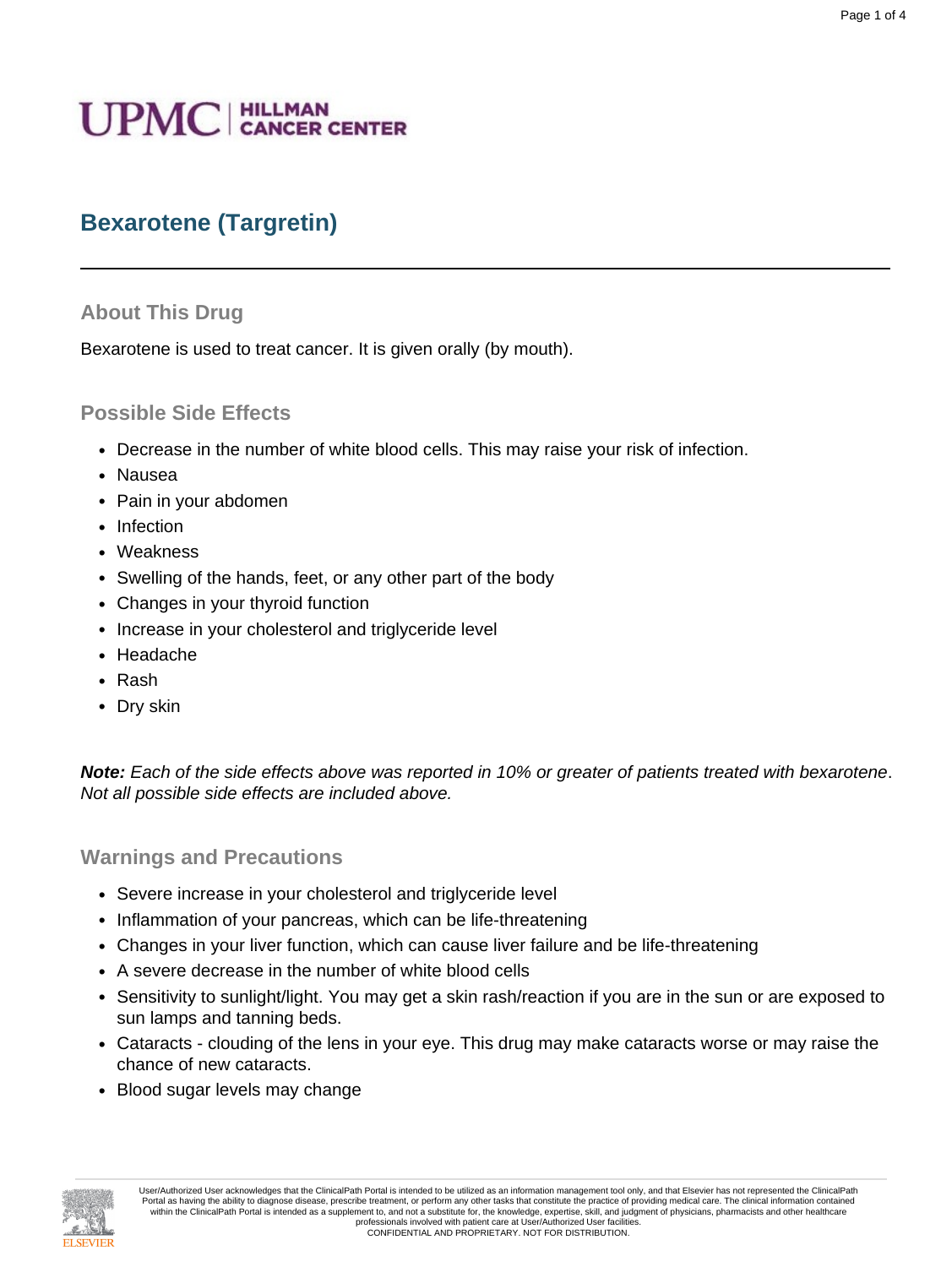UPMC | HILLMAN CANCER CENTER

# Bexarotene (Targretin)

## About This Drug

Bexarotene is used to treat cancer. It is given orally (by mouth).

## Possible Side Effects

- Decrease in the number of white blood cells. This may raise your risk of infection.
- Nausea
- Pain in your abdomen
- Infection
- Weakness
- Swelling of the hands, feet, or any other part of the body
- Changes in your thyroid function
- Increase in your cholesterol and triglyceride level
- Headache
- Rash
- Dry skin

***Note:*** *Each of the side effects above was reported in 10% or greater of patients treated with bexarotene. Not all possible side effects are included above.*

## Warnings and Precautions

- Severe increase in your cholesterol and triglyceride level
- Inflammation of your pancreas, which can be life-threatening
- Changes in your liver function, which can cause liver failure and be life-threatening
- A severe decrease in the number of white blood cells
- Sensitivity to sunlight/light. You may get a skin rash/reaction if you are in the sun or are exposed to sun lamps and tanning beds.
- Cataracts - clouding of the lens in your eye. This drug may make cataracts worse or may raise the chance of new cataracts.
- Blood sugar levels may change

User/Authorized User acknowledges that the ClinicalPath Portal is intended to be utilized as an information management tool only, and that Elsevier has not represented the ClinicalPath Portal as having the ability to diagnose disease, prescribe treatment, or perform any other tasks that constitute the practice of providing medical care. The clinical information contained within the ClinicalPath Portal is intended as a supplement to, and not a substitute for, the knowledge, expertise, skill, and judgment of physicians, pharmacists and other healthcare professionals involved with patient care at User/Authorized User facilities.
CONFIDENTIAL AND PROPRIETARY. NOT FOR DISTRIBUTION.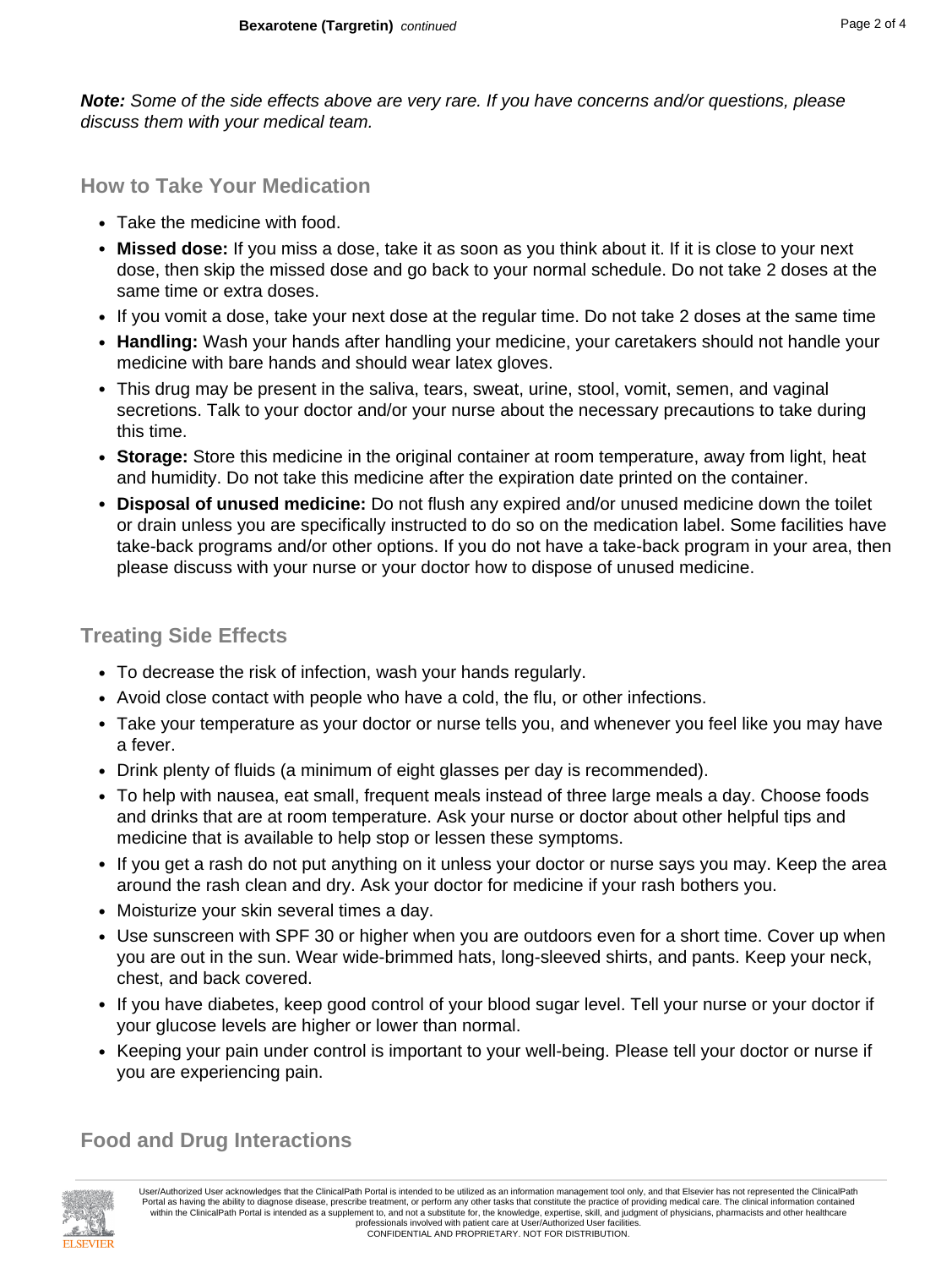***Note:*** *Some of the side effects above are very rare. If you have concerns and/or questions, please discuss them with your medical team.*

## How to Take Your Medication

- Take the medicine with food.
- **Missed dose:** If you miss a dose, take it as soon as you think about it. If it is close to your next dose, then skip the missed dose and go back to your normal schedule. Do not take 2 doses at the same time or extra doses.
- If you vomit a dose, take your next dose at the regular time. Do not take 2 doses at the same time
- **Handling:** Wash your hands after handling your medicine, your caretakers should not handle your medicine with bare hands and should wear latex gloves.
- This drug may be present in the saliva, tears, sweat, urine, stool, vomit, semen, and vaginal secretions. Talk to your doctor and/or your nurse about the necessary precautions to take during this time.
- **Storage:** Store this medicine in the original container at room temperature, away from light, heat and humidity. Do not take this medicine after the expiration date printed on the container.
- **Disposal of unused medicine:** Do not flush any expired and/or unused medicine down the toilet or drain unless you are specifically instructed to do so on the medication label. Some facilities have take-back programs and/or other options. If you do not have a take-back program in your area, then please discuss with your nurse or your doctor how to dispose of unused medicine.

## Treating Side Effects

- To decrease the risk of infection, wash your hands regularly.
- Avoid close contact with people who have a cold, the flu, or other infections.
- Take your temperature as your doctor or nurse tells you, and whenever you feel like you may have a fever.
- Drink plenty of fluids (a minimum of eight glasses per day is recommended).
- To help with nausea, eat small, frequent meals instead of three large meals a day. Choose foods and drinks that are at room temperature. Ask your nurse or doctor about other helpful tips and medicine that is available to help stop or lessen these symptoms.
- If you get a rash do not put anything on it unless your doctor or nurse says you may. Keep the area around the rash clean and dry. Ask your doctor for medicine if your rash bothers you.
- Moisturize your skin several times a day.
- Use sunscreen with SPF 30 or higher when you are outdoors even for a short time. Cover up when you are out in the sun. Wear wide-brimmed hats, long-sleeved shirts, and pants. Keep your neck, chest, and back covered.
- If you have diabetes, keep good control of your blood sugar level. Tell your nurse or your doctor if your glucose levels are higher or lower than normal.
- Keeping your pain under control is important to your well-being. Please tell your doctor or nurse if you are experiencing pain.

## Food and Drug Interactions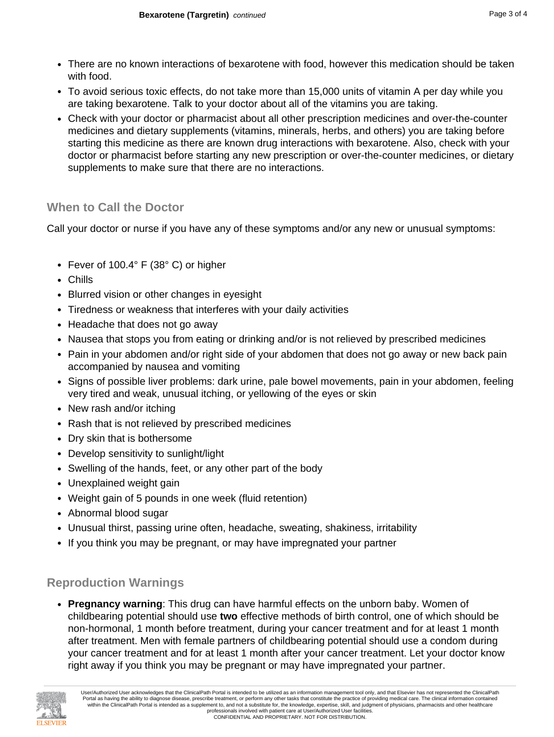- There are no known interactions of bexarotene with food, however this medication should be taken with food.
- To avoid serious toxic effects, do not take more than 15,000 units of vitamin A per day while you are taking bexarotene. Talk to your doctor about all of the vitamins you are taking.
- Check with your doctor or pharmacist about all other prescription medicines and over-the-counter medicines and dietary supplements (vitamins, minerals, herbs, and others) you are taking before starting this medicine as there are known drug interactions with bexarotene. Also, check with your doctor or pharmacist before starting any new prescription or over-the-counter medicines, or dietary supplements to make sure that there are no interactions.

## When to Call the Doctor

Call your doctor or nurse if you have any of these symptoms and/or any new or unusual symptoms:

- Fever of 100.4° F (38° C) or higher
- Chills
- Blurred vision or other changes in eyesight
- Tiredness or weakness that interferes with your daily activities
- Headache that does not go away
- Nausea that stops you from eating or drinking and/or is not relieved by prescribed medicines
- Pain in your abdomen and/or right side of your abdomen that does not go away or new back pain accompanied by nausea and vomiting
- Signs of possible liver problems: dark urine, pale bowel movements, pain in your abdomen, feeling very tired and weak, unusual itching, or yellowing of the eyes or skin
- New rash and/or itching
- Rash that is not relieved by prescribed medicines
- Dry skin that is bothersome
- Develop sensitivity to sunlight/light
- Swelling of the hands, feet, or any other part of the body
- Unexplained weight gain
- Weight gain of 5 pounds in one week (fluid retention)
- Abnormal blood sugar
- Unusual thirst, passing urine often, headache, sweating, shakiness, irritability
- If you think you may be pregnant, or may have impregnated your partner

## Reproduction Warnings

- **Pregnancy warning**: This drug can have harmful effects on the unborn baby. Women of childbearing potential should use **two** effective methods of birth control, one of which should be non-hormonal, 1 month before treatment, during your cancer treatment and for at least 1 month after treatment. Men with female partners of childbearing potential should use a condom during your cancer treatment and for at least 1 month after your cancer treatment. Let your doctor know right away if you think you may be pregnant or may have impregnated your partner.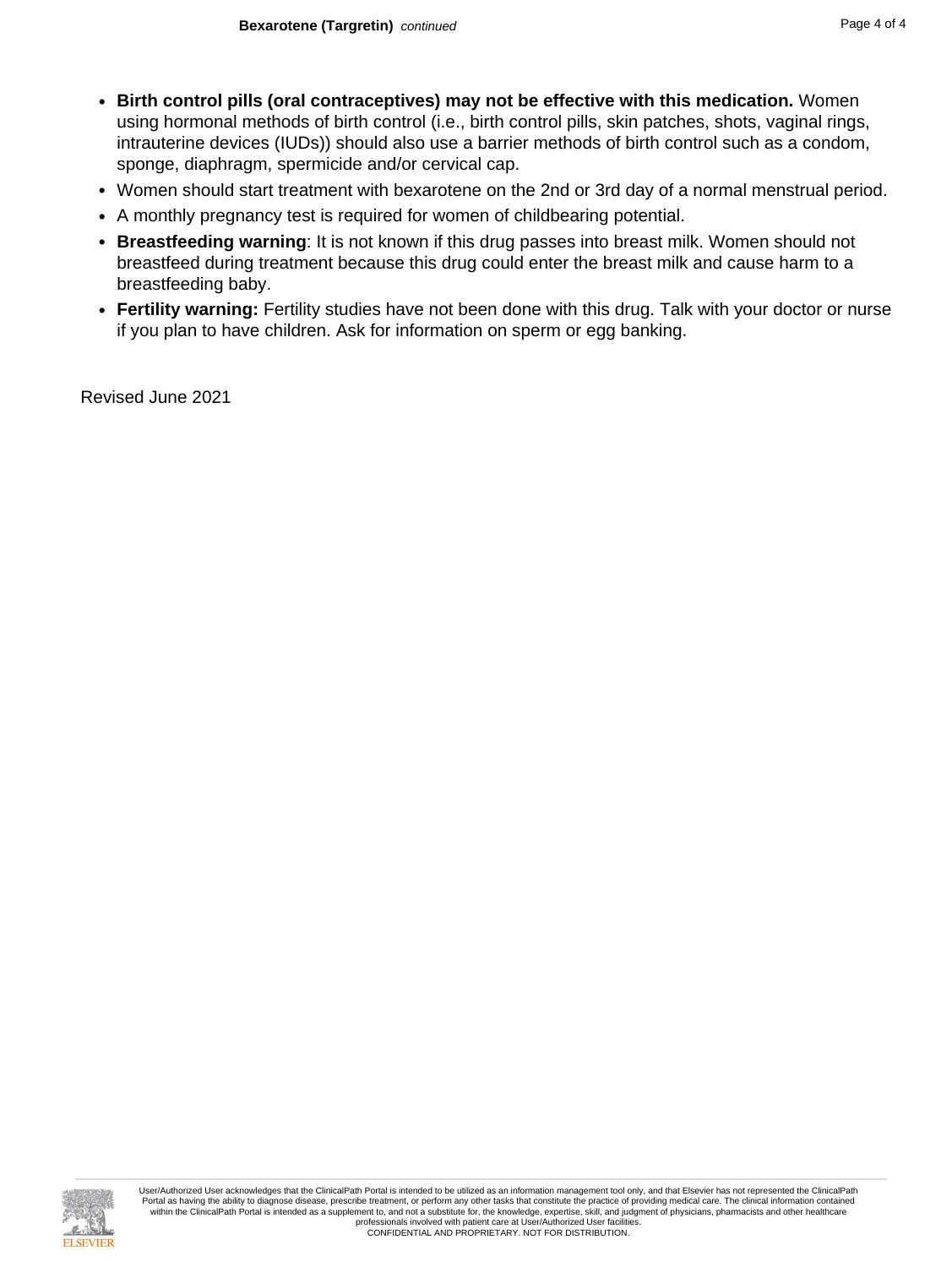- **Birth control pills (oral contraceptives) may not be effective with this medication.** Women using hormonal methods of birth control (i.e., birth control pills, skin patches, shots, vaginal rings, intrauterine devices (IUDs)) should also use a barrier methods of birth control such as a condom, sponge, diaphragm, spermicide and/or cervical cap.
- Women should start treatment with bexarotene on the 2nd or 3rd day of a normal menstrual period.
- A monthly pregnancy test is required for women of childbearing potential.
- **Breastfeeding warning**: It is not known if this drug passes into breast milk. Women should not breastfeed during treatment because this drug could enter the breast milk and cause harm to a breastfeeding baby.
- **Fertility warning:** Fertility studies have not been done with this drug. Talk with your doctor or nurse if you plan to have children. Ask for information on sperm or egg banking.

Revised June 2021